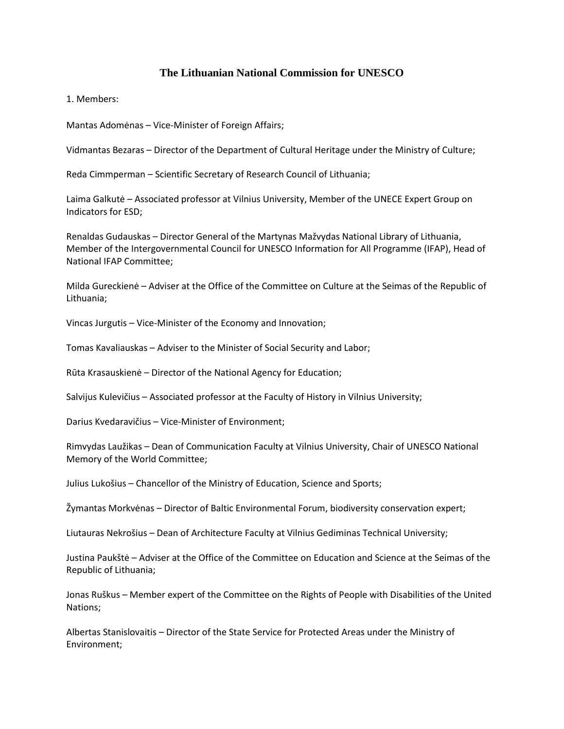# The Lithuanian National Commission for UNESCO

1. Members:

Mantas Adomėnas – Vice-Minister of Foreign Affairs;

Vidmantas Bezaras – Director of the Department of Cultural Heritage under the Ministry of Culture;

Reda Cimmperman – Scientific Secretary of Research Council of Lithuania;

Laima Galkutė – Associated professor at Vilnius University, Member of the UNECE Expert Group on Indicators for ESD;

Renaldas Gudauskas – Director General of the Martynas Mažvydas National Library of Lithuania, Member of the Intergovernmental Council for UNESCO Information for All Programme (IFAP), Head of National IFAP Committee;

Milda Gureckienė – Adviser at the Office of the Committee on Culture at the Seimas of the Republic of Lithuania;

Vincas Jurgutis – Vice-Minister of the Economy and Innovation;

Tomas Kavaliauskas – Adviser to the Minister of Social Security and Labor;

Rūta Krasauskienė – Director of the National Agency for Education;

Salvijus Kulevičius – Associated professor at the Faculty of History in Vilnius University;

Darius Kvedaravičius – Vice-Minister of Environment;

Rimvydas Laužikas – Dean of Communication Faculty at Vilnius University, Chair of UNESCO National Memory of the World Committee;

Julius Lukošius – Chancellor of the Ministry of Education, Science and Sports;

Žymantas Morkvėnas – Director of Baltic Environmental Forum, biodiversity conservation expert;

Liutauras Nekrošius – Dean of Architecture Faculty at Vilnius Gediminas Technical University;

Justina Paukštė – Adviser at the Office of the Committee on Education and Science at the Seimas of the Republic of Lithuania;

Jonas Ruškus – Member expert of the Committee on the Rights of People with Disabilities of the United Nations;

Albertas Stanislovaitis – Director of the State Service for Protected Areas under the Ministry of Environment;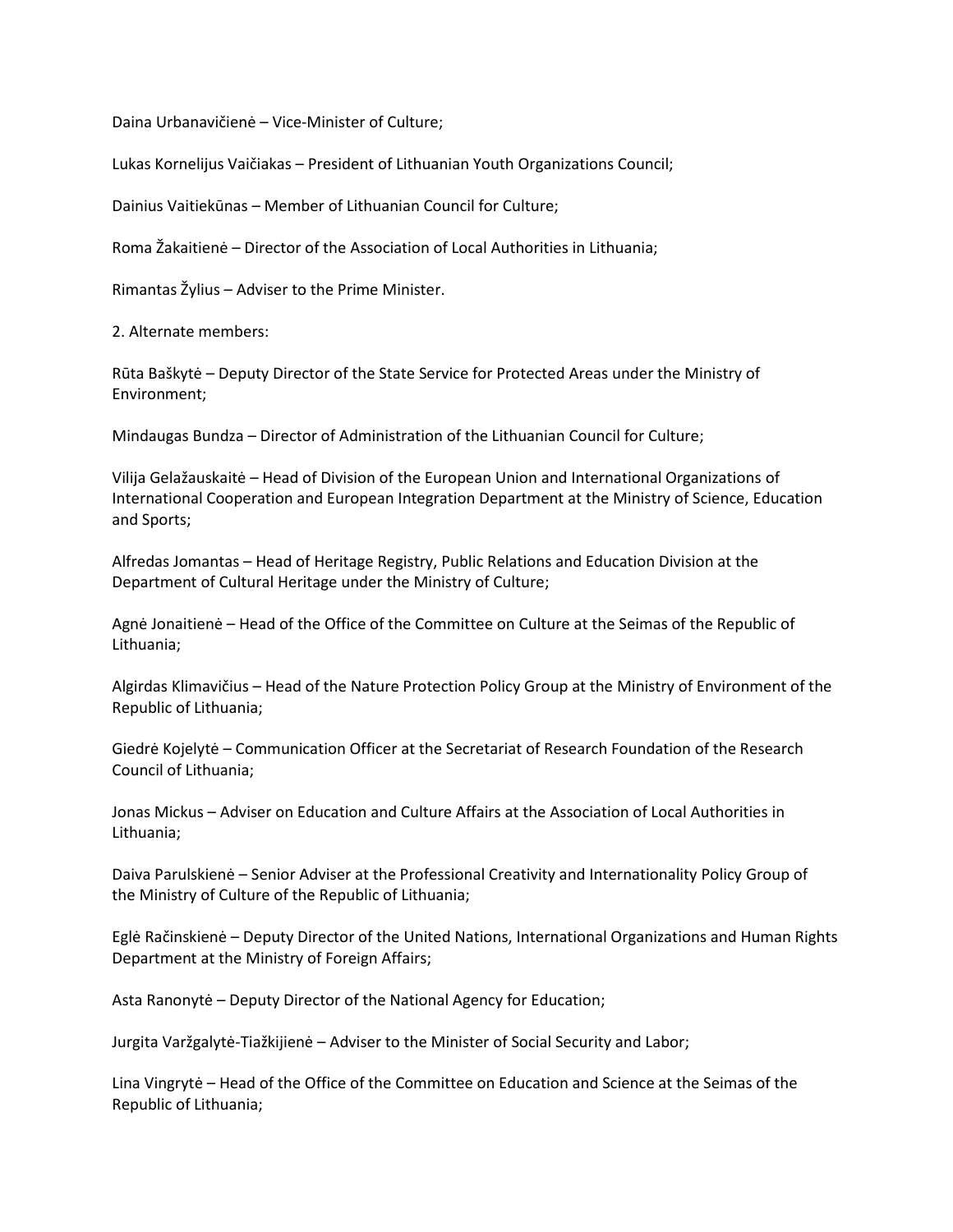Daina Urbanavičienė – Vice-Minister of Culture;

Lukas Kornelijus Vaičiakas – President of Lithuanian Youth Organizations Council;

Dainius Vaitiekūnas – Member of Lithuanian Council for Culture;

Roma Žakaitienė – Director of the Association of Local Authorities in Lithuania;

Rimantas Žylius – Adviser to the Prime Minister.

2. Alternate members:

Rūta Baškytė – Deputy Director of the State Service for Protected Areas under the Ministry of Environment;

Mindaugas Bundza – Director of Administration of the Lithuanian Council for Culture;

Vilija Gelažauskaitė – Head of Division of the European Union and International Organizations of International Cooperation and European Integration Department at the Ministry of Science, Education and Sports;

Alfredas Jomantas – Head of Heritage Registry, Public Relations and Education Division at the Department of Cultural Heritage under the Ministry of Culture;

Agnė Jonaitienė – Head of the Office of the Committee on Culture at the Seimas of the Republic of Lithuania;

Algirdas Klimavičius – Head of the Nature Protection Policy Group at the Ministry of Environment of the Republic of Lithuania;

Giedrė Kojelytė – Communication Officer at the Secretariat of Research Foundation of the Research Council of Lithuania;

Jonas Mickus – Adviser on Education and Culture Affairs at the Association of Local Authorities in Lithuania;

Daiva Parulskienė – Senior Adviser at the Professional Creativity and Internationality Policy Group of the Ministry of Culture of the Republic of Lithuania;

Eglė Račinskienė – Deputy Director of the United Nations, International Organizations and Human Rights Department at the Ministry of Foreign Affairs;

Asta Ranonytė – Deputy Director of the National Agency for Education;

Jurgita Varžgalytė-Tiažkijienė – Adviser to the Minister of Social Security and Labor;

Lina Vingrytė – Head of the Office of the Committee on Education and Science at the Seimas of the Republic of Lithuania;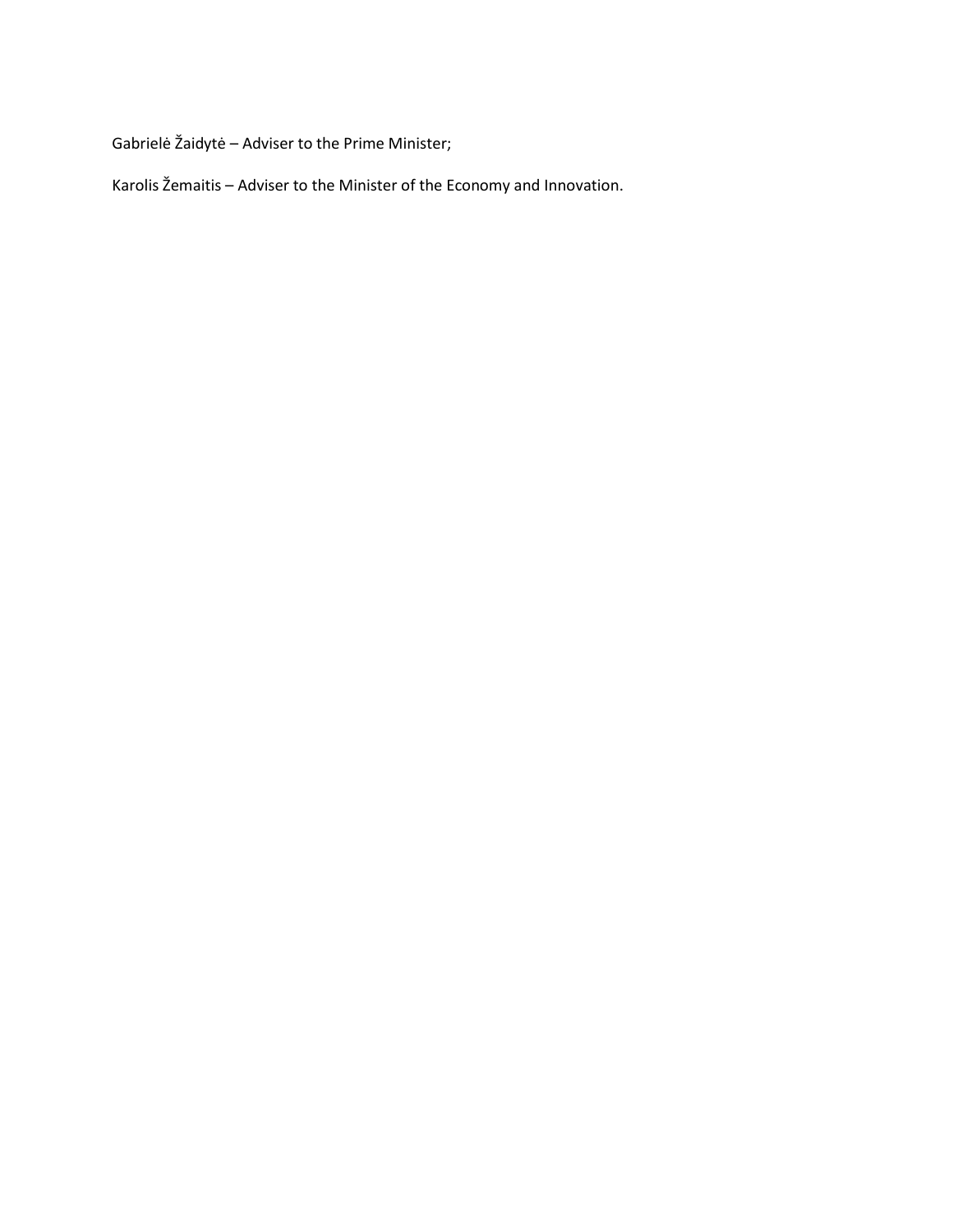Gabrielė Žaidytė – Adviser to the Prime Minister;

Karolis Žemaitis – Adviser to the Minister of the Economy and Innovation.